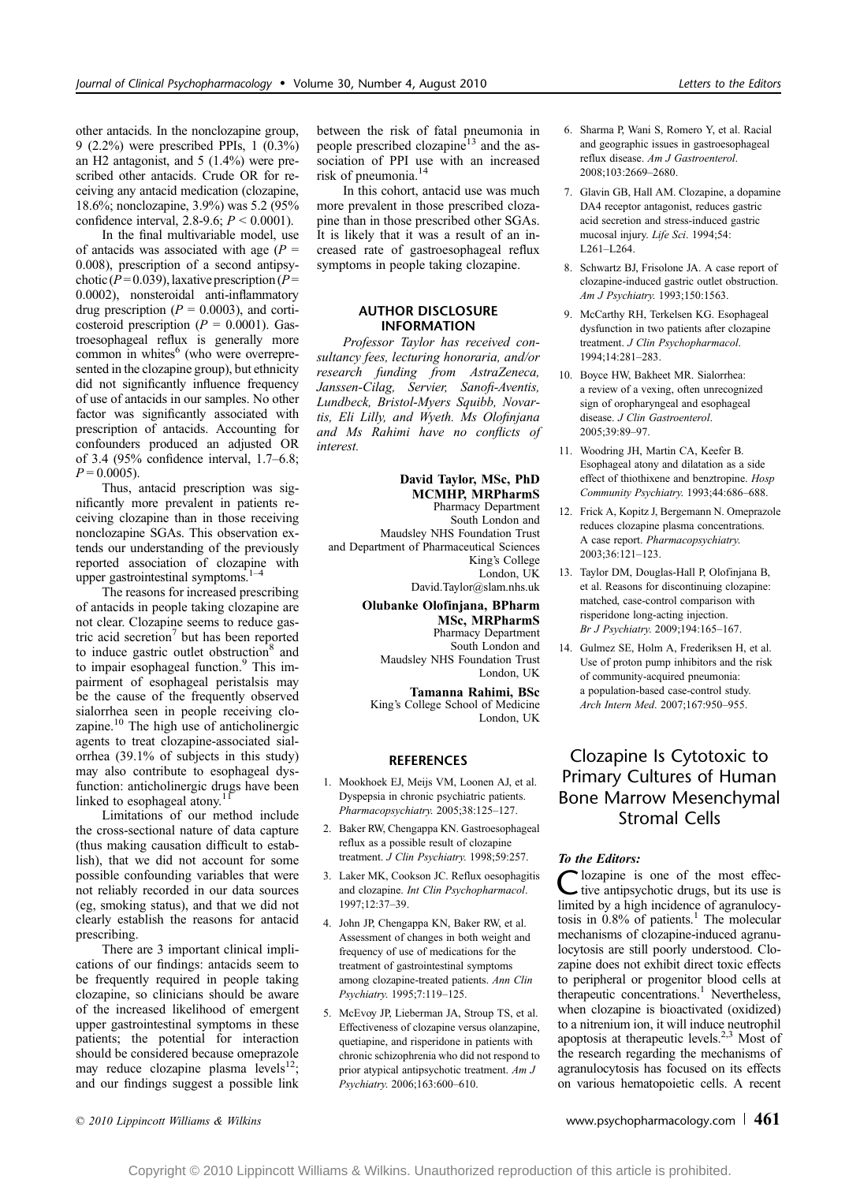other antacids. In the nonclozapine group, 9 (2.2%) were prescribed PPIs, 1 (0.3%) an H2 antagonist, and 5 (1.4%) were prescribed other antacids. Crude OR for receiving any antacid medication (clozapine, 18.6%; nonclozapine, 3.9%) was 5.2 (95% confidence interval, 2.8-9.6; $P < 0.0001$).

In the final multivariable model, use of antacids was associated with age ($P = 0.008$), prescription of a second antipsychotic ($P = 0.039$), laxative prescription ($P = 0.0002$), nonsteroidal anti-inflammatory drug prescription ($P = 0.0003$), and corticosteroid prescription ($P = 0.0001$). Gastroesophageal reflux is generally more common in whites[6] (who were overrepresented in the clozapine group), but ethnicity did not significantly influence frequency of use of antacids in our samples. No other factor was significantly associated with prescription of antacids. Accounting for confounders produced an adjusted OR of 3.4 (95% confidence interval, 1.7–6.8; $P = 0.0005$).

Thus, antacid prescription was significantly more prevalent in patients receiving clozapine than in those receiving nonclozapine SGAs. This observation extends our understanding of the previously reported association of clozapine with upper gastrointestinal symptoms.[1–4]

The reasons for increased prescribing of antacids in people taking clozapine are not clear. Clozapine seems to reduce gastric acid secretion[7] but has been reported to induce gastric outlet obstruction[8] and to impair esophageal function.[9] This impairment of esophageal peristalsis may be the cause of the frequently observed sialorrhea seen in people receiving clozapine.[10] The high use of anticholinergic agents to treat clozapine-associated sialorrhea (39.1% of subjects in this study) may also contribute to esophageal dysfunction: anticholinergic drugs have been linked to esophageal atony.[11]

Limitations of our method include the cross-sectional nature of data capture (thus making causation difficult to establish), that we did not account for some possible confounding variables that were not reliably recorded in our data sources (eg, smoking status), and that we did not clearly establish the reasons for antacid prescribing.

There are 3 important clinical implications of our findings: antacids seem to be frequently required in people taking clozapine, so clinicians should be aware of the increased likelihood of emergent upper gastrointestinal symptoms in these patients; the potential for interaction should be considered because omeprazole may reduce clozapine plasma levels[12]; and our findings suggest a possible link between the risk of fatal pneumonia in people prescribed clozapine[13] and the association of PPI use with an increased risk of pneumonia.[14]

In this cohort, antacid use was much more prevalent in those prescribed clozapine than in those prescribed other SGAs. It is likely that it was a result of an increased rate of gastroesophageal reflux symptoms in people taking clozapine.

## AUTHOR DISCLOSURE INFORMATION

*Professor Taylor has received consultancy fees, lecturing honoraria, and/or research funding from AstraZeneca, Janssen-Cilag, Servier, Sanofi-Aventis, Lundbeck, Bristol-Myers Squibb, Novartis, Eli Lilly, and Wyeth. Ms Olofinjana and Ms Rahimi have no conflicts of interest.*

**David Taylor, MSc, PhD MCMHP, MRPharmS**
Pharmacy Department
South London and Maudsley NHS Foundation Trust
and Department of Pharmaceutical Sciences
King's College
London, UK
David.Taylor@slam.nhs.uk

**Olubanke Olofinjana, BPharm MSc, MRPharmS**
Pharmacy Department
South London and Maudsley NHS Foundation Trust
London, UK

**Tamanna Rahimi, BSc**
King's College School of Medicine
London, UK

## REFERENCES

1. Mookhoek EJ, Meijs VM, Loonen AJ, et al. Dyspepsia in chronic psychiatric patients. *Pharmacopsychiatry.* 2005;38:125–127.
2. Baker RW, Chengappa KN. Gastroesophageal reflux as a possible result of clozapine treatment. *J Clin Psychiatry.* 1998;59:257.
3. Laker MK, Cookson JC. Reflux oesophagitis and clozapine. *Int Clin Psychopharmacol.* 1997;12:37–39.
4. John JP, Chengappa KN, Baker RW, et al. Assessment of changes in both weight and frequency of use of medications for the treatment of gastrointestinal symptoms among clozapine-treated patients. *Ann Clin Psychiatry.* 1995;7:119–125.
5. McEvoy JP, Lieberman JA, Stroup TS, et al. Effectiveness of clozapine versus olanzapine, quetiapine, and risperidone in patients with chronic schizophrenia who did not respond to prior atypical antipsychotic treatment. *Am J Psychiatry.* 2006;163:600–610.
6. Sharma P, Wani S, Romero Y, et al. Racial and geographic issues in gastroesophageal reflux disease. *Am J Gastroenterol.* 2008;103:2669–2680.
7. Glavin GB, Hall AM. Clozapine, a dopamine DA4 receptor antagonist, reduces gastric acid secretion and stress-induced gastric mucosal injury. *Life Sci.* 1994;54:L261–L264.
8. Schwartz BJ, Frisolone JA. A case report of clozapine-induced gastric outlet obstruction. *Am J Psychiatry.* 1993;150:1563.
9. McCarthy RH, Terkelsen KG. Esophageal dysfunction in two patients after clozapine treatment. *J Clin Psychopharmacol.* 1994;14:281–283.
10. Boyce HW, Bakheet MR. Sialorrhea: a review of a vexing, often unrecognized sign of oropharyngeal and esophageal disease. *J Clin Gastroenterol.* 2005;39:89–97.
11. Woodring JH, Martin CA, Keefer B. Esophageal atony and dilatation as a side effect of thiothixene and benztropine. *Hosp Community Psychiatry.* 1993;44:686–688.
12. Frick A, Kopitz J, Bergemann N. Omeprazole reduces clozapine plasma concentrations. A case report. *Pharmacopsychiatry.* 2003;36:121–123.
13. Taylor DM, Douglas-Hall P, Olofinjana B, et al. Reasons for discontinuing clozapine: matched, case-control comparison with risperidone long-acting injection. *Br J Psychiatry.* 2009;194:165–167.
14. Gulmez SE, Holm A, Frederiksen H, et al. Use of proton pump inhibitors and the risk of community-acquired pneumonia: a population-based case-control study. *Arch Intern Med.* 2007;167:950–955.

# Clozapine Is Cytotoxic to Primary Cultures of Human Bone Marrow Mesenchymal Stromal Cells

***To the Editors:***

Clozapine is one of the most effective antipsychotic drugs, but its use is limited by a high incidence of agranulocytosis in 0.8% of patients.[1] The molecular mechanisms of clozapine-induced agranulocytosis are still poorly understood. Clozapine does not exhibit direct toxic effects to peripheral or progenitor blood cells at therapeutic concentrations.[1] Nevertheless, when clozapine is bioactivated (oxidized) to a nitrenium ion, it will induce neutrophil apoptosis at therapeutic levels.[2,3] Most of the research regarding the mechanisms of agranulocytosis has focused on its effects on various hematopoietic cells. A recent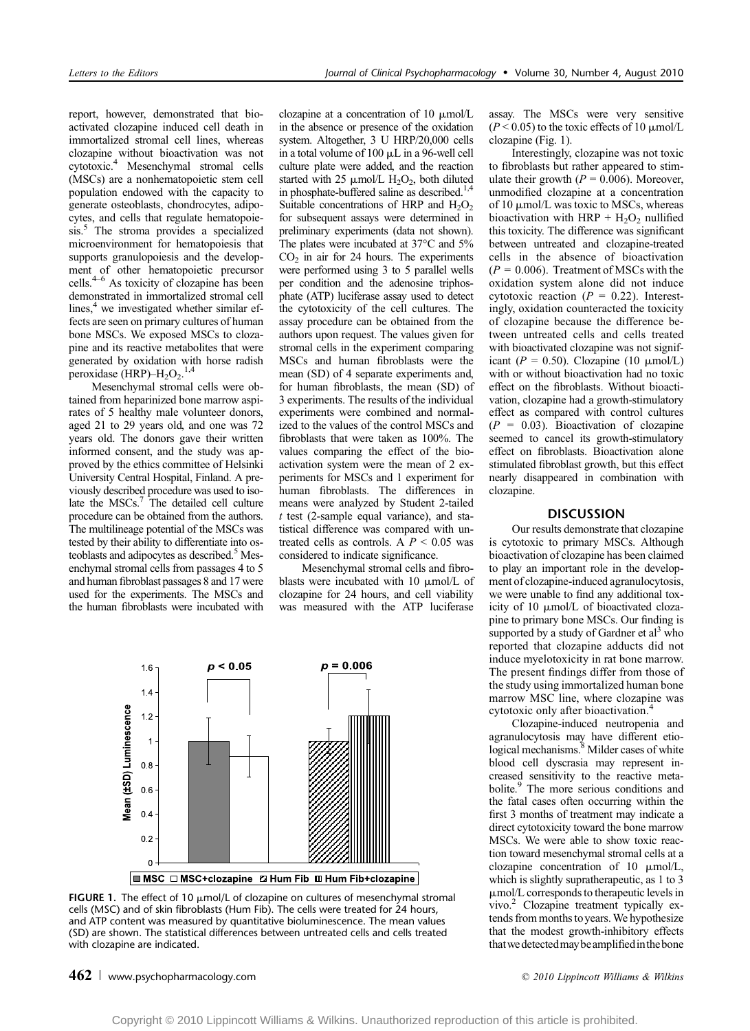report, however, demonstrated that bioactivated clozapine induced cell death in immortalized stromal cell lines, whereas clozapine without bioactivation was not cytotoxic.[4] Mesenchymal stromal cells (MSCs) are a nonhematopoietic stem cell population endowed with the capacity to generate osteoblasts, chondrocytes, adipocytes, and cells that regulate hematopoiesis.[5] The stroma provides a specialized microenvironment for hematopoiesis that supports granulopoiesis and the development of other hematopoietic precursor cells.[4–6] As toxicity of clozapine has been demonstrated in immortalized stromal cell lines,[4] we investigated whether similar effects are seen on primary cultures of human bone MSCs. We exposed MSCs to clozapine and its reactive metabolites that were generated by oxidation with horse radish peroxidase (HRP)–$H_2O_2$.[1,4]

Mesenchymal stromal cells were obtained from heparinized bone marrow aspirates of 5 healthy male volunteer donors, aged 21 to 29 years old, and one was 72 years old. The donors gave their written informed consent, and the study was approved by the ethics committee of Helsinki University Central Hospital, Finland. A previously described procedure was used to isolate the MSCs.[7] The detailed cell culture procedure can be obtained from the authors. The multilineage potential of the MSCs was tested by their ability to differentiate into osteoblasts and adipocytes as described.[5] Mesenchymal stromal cells from passages 4 to 5 and human fibroblast passages 8 and 17 were used for the experiments. The MSCs and the human fibroblasts were incubated with clozapine at a concentration of 10 μmol/L in the absence or presence of the oxidation system. Altogether, 3 U HRP/20,000 cells in a total volume of 100 μL in a 96-well cell culture plate were added, and the reaction started with 25 μmol/L $H_2O_2$, both diluted in phosphate-buffered saline as described.[1,4] Suitable concentrations of HRP and $H_2O_2$ for subsequent assays were determined in preliminary experiments (data not shown). The plates were incubated at 37°C and 5% $CO_2$ in air for 24 hours. The experiments were performed using 3 to 5 parallel wells per condition and the adenosine triphosphate (ATP) luciferase assay used to detect the cytotoxicity of the cell cultures. The assay procedure can be obtained from the authors upon request. The values given for stromal cells in the experiment comparing MSCs and human fibroblasts were the mean (SD) of 4 separate experiments and, for human fibroblasts, the mean (SD) of 3 experiments. The results of the individual experiments were combined and normalized to the values of the control MSCs and fibroblasts that were taken as 100%. The values comparing the effect of the bioactivation system were the mean of 2 experiments for MSCs and 1 experiment for human fibroblasts. The differences in means were analyzed by Student 2-tailed $t$ test (2-sample equal variance), and statistical difference was compared with untreated cells as controls. A $P < 0.05$ was considered to indicate significance.

Mesenchymal stromal cells and fibroblasts were incubated with 10 μmol/L of clozapine for 24 hours, and cell viability was measured with the ATP luciferase assay. The MSCs were very sensitive ($P < 0.05$) to the toxic effects of 10 μmol/L clozapine (Fig. 1).

Interestingly, clozapine was not toxic to fibroblasts but rather appeared to stimulate their growth ($P = 0.006$). Moreover, unmodified clozapine at a concentration of 10 μmol/L was toxic to MSCs, whereas bioactivation with HRP + $H_2O_2$ nullified this toxicity. The difference was significant between untreated and clozapine-treated cells in the absence of bioactivation ($P = 0.006$). Treatment of MSCs with the oxidation system alone did not induce cytotoxic reaction ($P = 0.22$). Interestingly, oxidation counteracted the toxicity of clozapine because the difference between untreated cells and cells treated with bioactivated clozapine was not significant ($P = 0.50$). Clozapine (10 μmol/L) with or without bioactivation had no toxic effect on the fibroblasts. Without bioactivation, clozapine had a growth-stimulatory effect as compared with control cultures ($P = 0.03$). Bioactivation of clozapine seemed to cancel its growth-stimulatory effect on fibroblasts. Bioactivation alone stimulated fibroblast growth, but this effect nearly disappeared in combination with clozapine.

**FIGURE 1.** The effect of 10 μmol/L of clozapine on cultures of mesenchymal stromal cells (MSC) and of skin fibroblasts (Hum Fib). The cells were treated for 24 hours, and ATP content was measured by quantitative bioluminescence. The mean values (SD) are shown. The statistical differences between untreated cells and cells treated with clozapine are indicated.

## DISCUSSION

Our results demonstrate that clozapine is cytotoxic to primary MSCs. Although bioactivation of clozapine has been claimed to play an important role in the development of clozapine-induced agranulocytosis, we were unable to find any additional toxicity of 10 μmol/L of bioactivated clozapine to primary bone MSCs. Our finding is supported by a study of Gardner et al[3] who reported that clozapine adducts did not induce myelotoxicity in rat bone marrow. The present findings differ from those of the study using immortalized human bone marrow MSC line, where clozapine was cytotoxic only after bioactivation.[4]

Clozapine-induced neutropenia and agranulocytosis may have different etiological mechanisms.[8] Milder cases of white blood cell dyscrasia may represent increased sensitivity to the reactive metabolite.[9] The more serious conditions and the fatal cases often occurring within the first 3 months of treatment may indicate a direct cytotoxicity toward the bone marrow MSCs. We were able to show toxic reaction toward mesenchymal stromal cells at a clozapine concentration of 10 μmol/L, which is slightly supratherapeutic, as 1 to 3 μmol/L corresponds to therapeutic levels in vivo.[2] Clozapine treatment typically extends from months to years. We hypothesize that the modest growth-inhibitory effects that we detected may be amplified in the bone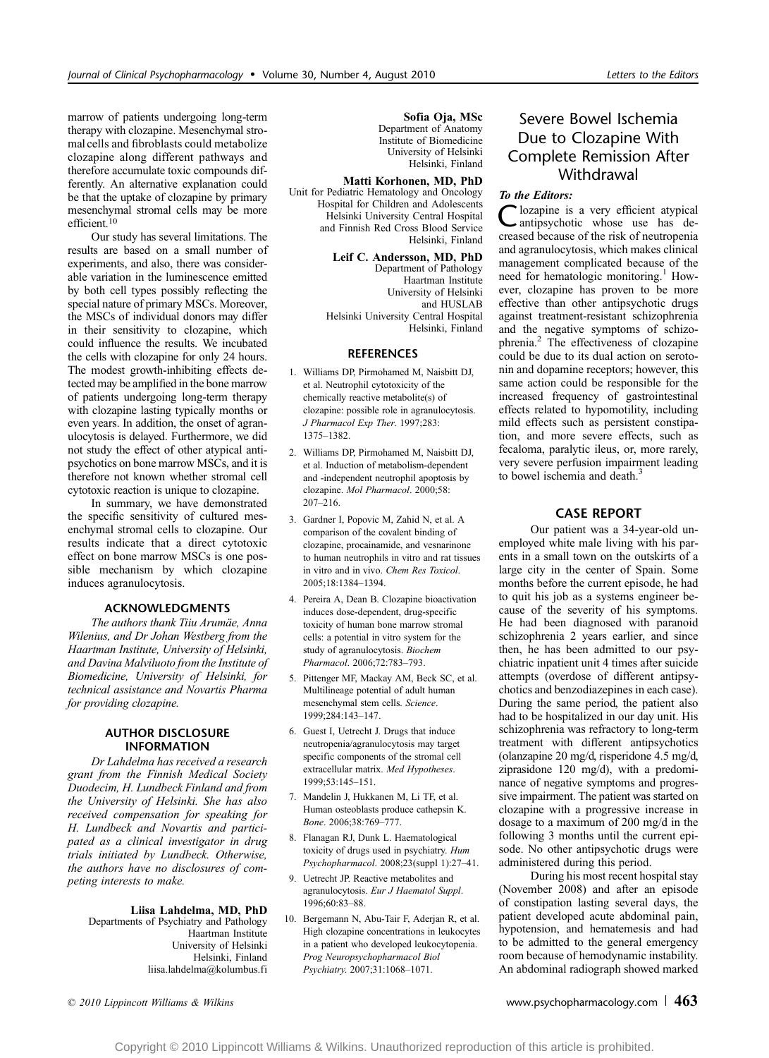marrow of patients undergoing long-term therapy with clozapine. Mesenchymal stromal cells and fibroblasts could metabolize clozapine along different pathways and therefore accumulate toxic compounds differently. An alternative explanation could be that the uptake of clozapine by primary mesenchymal stromal cells may be more efficient.[10]

Our study has several limitations. The results are based on a small number of experiments, and also, there was considerable variation in the luminescence emitted by both cell types possibly reflecting the special nature of primary MSCs. Moreover, the MSCs of individual donors may differ in their sensitivity to clozapine, which could influence the results. We incubated the cells with clozapine for only 24 hours. The modest growth-inhibiting effects detected may be amplified in the bone marrow of patients undergoing long-term therapy with clozapine lasting typically months or even years. In addition, the onset of agranulocytosis is delayed. Furthermore, we did not study the effect of other atypical antipsychotics on bone marrow MSCs, and it is therefore not known whether stromal cell cytotoxic reaction is unique to clozapine.

In summary, we have demonstrated the specific sensitivity of cultured mesenchymal stromal cells to clozapine. Our results indicate that a direct cytotoxic effect on bone marrow MSCs is one possible mechanism by which clozapine induces agranulocytosis.

## ACKNOWLEDGMENTS

*The authors thank Tiiu Arumäe, Anna Wilenius, and Dr Johan Westberg from the Haartman Institute, University of Helsinki, and Davina Malviluoto from the Institute of Biomedicine, University of Helsinki, for technical assistance and Novartis Pharma for providing clozapine.*

## AUTHOR DISCLOSURE INFORMATION

*Dr Lahdelma has received a research grant from the Finnish Medical Society Duodecim, H. Lundbeck Finland and from the University of Helsinki. She has also received compensation for speaking for H. Lundbeck and Novartis and participated as a clinical investigator in drug trials initiated by Lundbeck. Otherwise, the authors have no disclosures of competing interests to make.*

**Liisa Lahdelma, MD, PhD**
Departments of Psychiatry and Pathology
Haartman Institute
University of Helsinki
Helsinki, Finland
liisa.lahdelma@kolumbus.fi

**Sofia Oja, MSc**
Department of Anatomy
Institute of Biomedicine
University of Helsinki
Helsinki, Finland

**Matti Korhonen, MD, PhD**
Unit for Pediatric Hematology and Oncology
Hospital for Children and Adolescents
Helsinki University Central Hospital
and Finnish Red Cross Blood Service
Helsinki, Finland

**Leif C. Andersson, MD, PhD**
Department of Pathology
Haartman Institute
University of Helsinki
and HUSLAB
Helsinki University Central Hospital
Helsinki, Finland

## REFERENCES

1. Williams DP, Pirmohamed M, Naisbitt DJ, et al. Neutrophil cytotoxicity of the chemically reactive metabolite(s) of clozapine: possible role in agranulocytosis. *J Pharmacol Exp Ther*. 1997;283:1375–1382.
2. Williams DP, Pirmohamed M, Naisbitt DJ, et al. Induction of metabolism-dependent and -independent neutrophil apoptosis by clozapine. *Mol Pharmacol*. 2000;58:207–216.
3. Gardner I, Popovic M, Zahid N, et al. A comparison of the covalent binding of clozapine, procainamide, and vesnarinone to human neutrophils in vitro and rat tissues in vitro and in vivo. *Chem Res Toxicol*. 2005;18:1384–1394.
4. Pereira A, Dean B. Clozapine bioactivation induces dose-dependent, drug-specific toxicity of human bone marrow stromal cells: a potential in vitro system for the study of agranulocytosis. *Biochem Pharmacol*. 2006;72:783–793.
5. Pittenger MF, Mackay AM, Beck SC, et al. Multilineage potential of adult human mesenchymal stem cells. *Science*. 1999;284:143–147.
6. Guest I, Uetrecht J. Drugs that induce neutropenia/agranulocytosis may target specific components of the stromal cell extracellular matrix. *Med Hypotheses*. 1999;53:145–151.
7. Mandelin J, Hukkanen M, Li TF, et al. Human osteoblasts produce cathepsin K. *Bone*. 2006;38:769–777.
8. Flanagan RJ, Dunk L. Haematological toxicity of drugs used in psychiatry. *Hum Psychopharmacol*. 2008;23(suppl 1):27–41.
9. Uetrecht JP. Reactive metabolites and agranulocytosis. *Eur J Haematol Suppl*. 1996;60:83–88.
10. Bergemann N, Abu-Tair F, Aderjan R, et al. High clozapine concentrations in leukocytes in a patient who developed leukocytopenia. *Prog Neuropsychopharmacol Biol Psychiatry*. 2007;31:1068–1071.

# Severe Bowel Ischemia Due to Clozapine With Complete Remission After Withdrawal

***To the Editors:***

Clozapine is a very efficient atypical antipsychotic whose use has decreased because of the risk of neutropenia and agranulocytosis, which makes clinical management complicated because of the need for hematologic monitoring.[1] However, clozapine has proven to be more effective than other antipsychotic drugs against treatment-resistant schizophrenia and the negative symptoms of schizophrenia.[2] The effectiveness of clozapine could be due to its dual action on serotonin and dopamine receptors; however, this same action could be responsible for the increased frequency of gastrointestinal effects related to hypomotility, including mild effects such as persistent constipation, and more severe effects, such as fecaloma, paralytic ileus, or, more rarely, very severe perfusion impairment leading to bowel ischemia and death.[3]

## CASE REPORT

Our patient was a 34-year-old unemployed white male living with his parents in a small town on the outskirts of a large city in the center of Spain. Some months before the current episode, he had to quit his job as a systems engineer because of the severity of his symptoms. He had been diagnosed with paranoid schizophrenia 2 years earlier, and since then, he has been admitted to our psychiatric inpatient unit 4 times after suicide attempts (overdose of different antipsychotics and benzodiazepines in each case). During the same period, the patient also had to be hospitalized in our day unit. His schizophrenia was refractory to long-term treatment with different antipsychotics (olanzapine 20 mg/d, risperidone 4.5 mg/d, ziprasidone 120 mg/d), with a predominance of negative symptoms and progressive impairment. The patient was started on clozapine with a progressive increase in dosage to a maximum of 200 mg/d in the following 3 months until the current episode. No other antipsychotic drugs were administered during this period.

During his most recent hospital stay (November 2008) and after an episode of constipation lasting several days, the patient developed acute abdominal pain, hypotension, and hematemesis and had to be admitted to the general emergency room because of hemodynamic instability. An abdominal radiograph showed marked